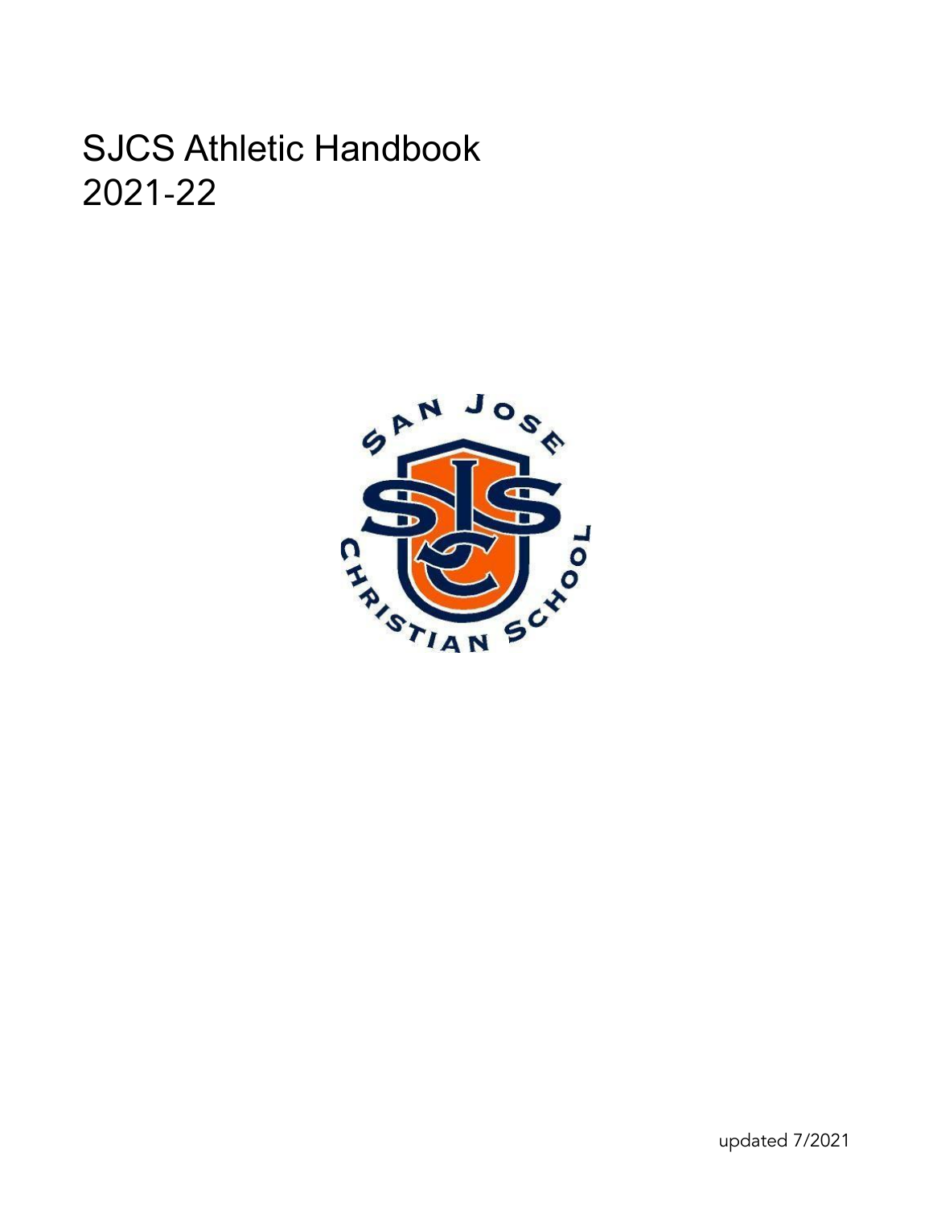# SJCS Athletic Handbook 2021-22

updated 7/2021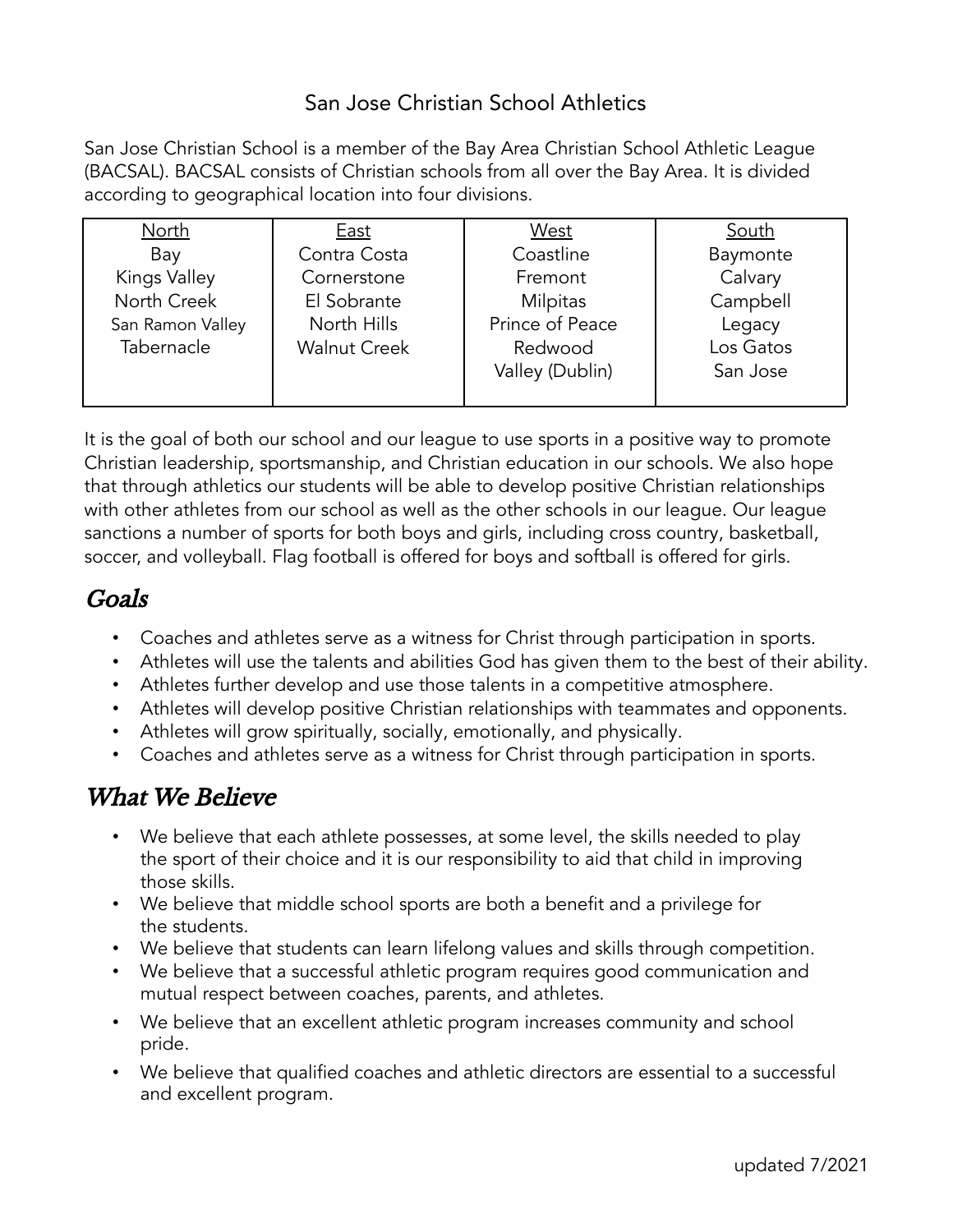San Jose Christian School Athletics

San Jose Christian School is a member of the Bay Area Christian School Athletic League (BACSAL). BACSAL consists of Christian schools from all over the Bay Area. It is divided according to geographical location into four divisions.

| North | East | West | South |
|---|---|---|---|
| Bay | Contra Costa | Coastline | Baymonte |
| Kings Valley | Cornerstone | Fremont | Calvary |
| North Creek | El Sobrante | Milpitas | Campbell |
| San Ramon Valley | North Hills | Prince of Peace | Legacy |
| Tabernacle | Walnut Creek | Redwood | Los Gatos |
| | | Valley (Dublin) | San Jose |

It is the goal of both our school and our league to use sports in a positive way to promote Christian leadership, sportsmanship, and Christian education in our schools. We also hope that through athletics our students will be able to develop positive Christian relationships with other athletes from our school as well as the other schools in our league. Our league sanctions a number of sports for both boys and girls, including cross country, basketball, soccer, and volleyball. Flag football is offered for boys and softball is offered for girls.

## *Goals*

- Coaches and athletes serve as a witness for Christ through participation in sports.
- Athletes will use the talents and abilities God has given them to the best of their ability.
- Athletes further develop and use those talents in a competitive atmosphere.
- Athletes will develop positive Christian relationships with teammates and opponents.
- Athletes will grow spiritually, socially, emotionally, and physically.
- Coaches and athletes serve as a witness for Christ through participation in sports.

## *What We Believe*

- We believe that each athlete possesses, at some level, the skills needed to play the sport of their choice and it is our responsibility to aid that child in improving those skills.
- We believe that middle school sports are both a benefit and a privilege for the students.
- We believe that students can learn lifelong values and skills through competition.
- We believe that a successful athletic program requires good communication and mutual respect between coaches, parents, and athletes.
- We believe that an excellent athletic program increases community and school pride.
- We believe that qualified coaches and athletic directors are essential to a successful and excellent program.

updated 7/2021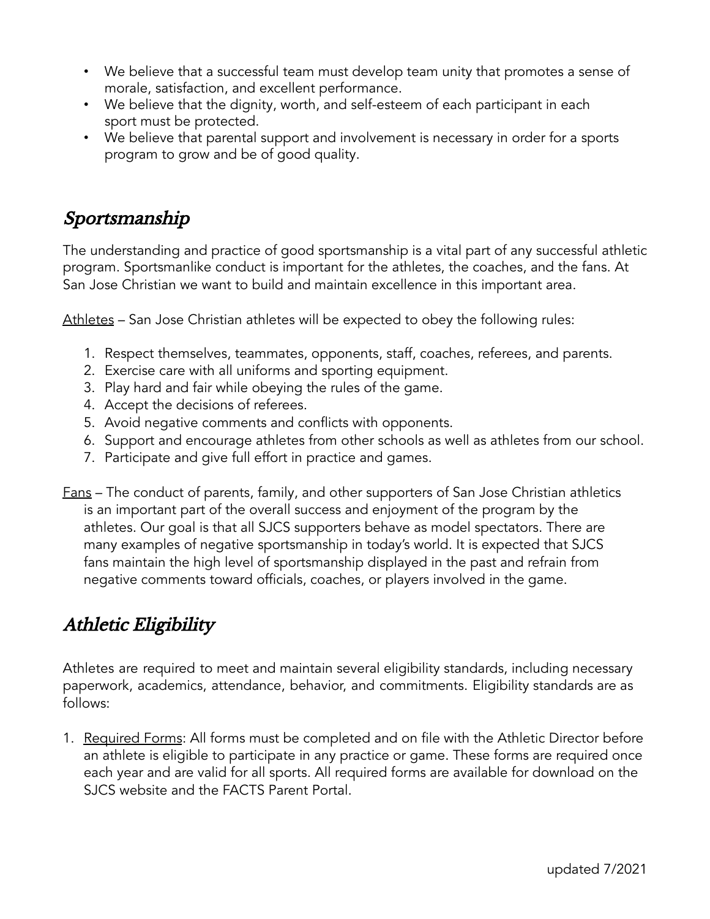- We believe that a successful team must develop team unity that promotes a sense of morale, satisfaction, and excellent performance.
- We believe that the dignity, worth, and self-esteem of each participant in each sport must be protected.
- We believe that parental support and involvement is necessary in order for a sports program to grow and be of good quality.

## *Sportsmanship*

The understanding and practice of good sportsmanship is a vital part of any successful athletic program. Sportsmanlike conduct is important for the athletes, the coaches, and the fans. At San Jose Christian we want to build and maintain excellence in this important area.

<u>Athletes</u> – San Jose Christian athletes will be expected to obey the following rules:

1. Respect themselves, teammates, opponents, staff, coaches, referees, and parents.
2. Exercise care with all uniforms and sporting equipment.
3. Play hard and fair while obeying the rules of the game.
4. Accept the decisions of referees.
5. Avoid negative comments and conflicts with opponents.
6. Support and encourage athletes from other schools as well as athletes from our school.
7. Participate and give full effort in practice and games.

<u>Fans</u> – The conduct of parents, family, and other supporters of San Jose Christian athletics is an important part of the overall success and enjoyment of the program by the athletes. Our goal is that all SJCS supporters behave as model spectators. There are many examples of negative sportsmanship in today's world. It is expected that SJCS fans maintain the high level of sportsmanship displayed in the past and refrain from negative comments toward officials, coaches, or players involved in the game.

## *Athletic Eligibility*

Athletes are required to meet and maintain several eligibility standards, including necessary paperwork, academics, attendance, behavior, and commitments. Eligibility standards are as follows:

1. <u>Required Forms</u>: All forms must be completed and on file with the Athletic Director before an athlete is eligible to participate in any practice or game. These forms are required once each year and are valid for all sports. All required forms are available for download on the SJCS website and the FACTS Parent Portal.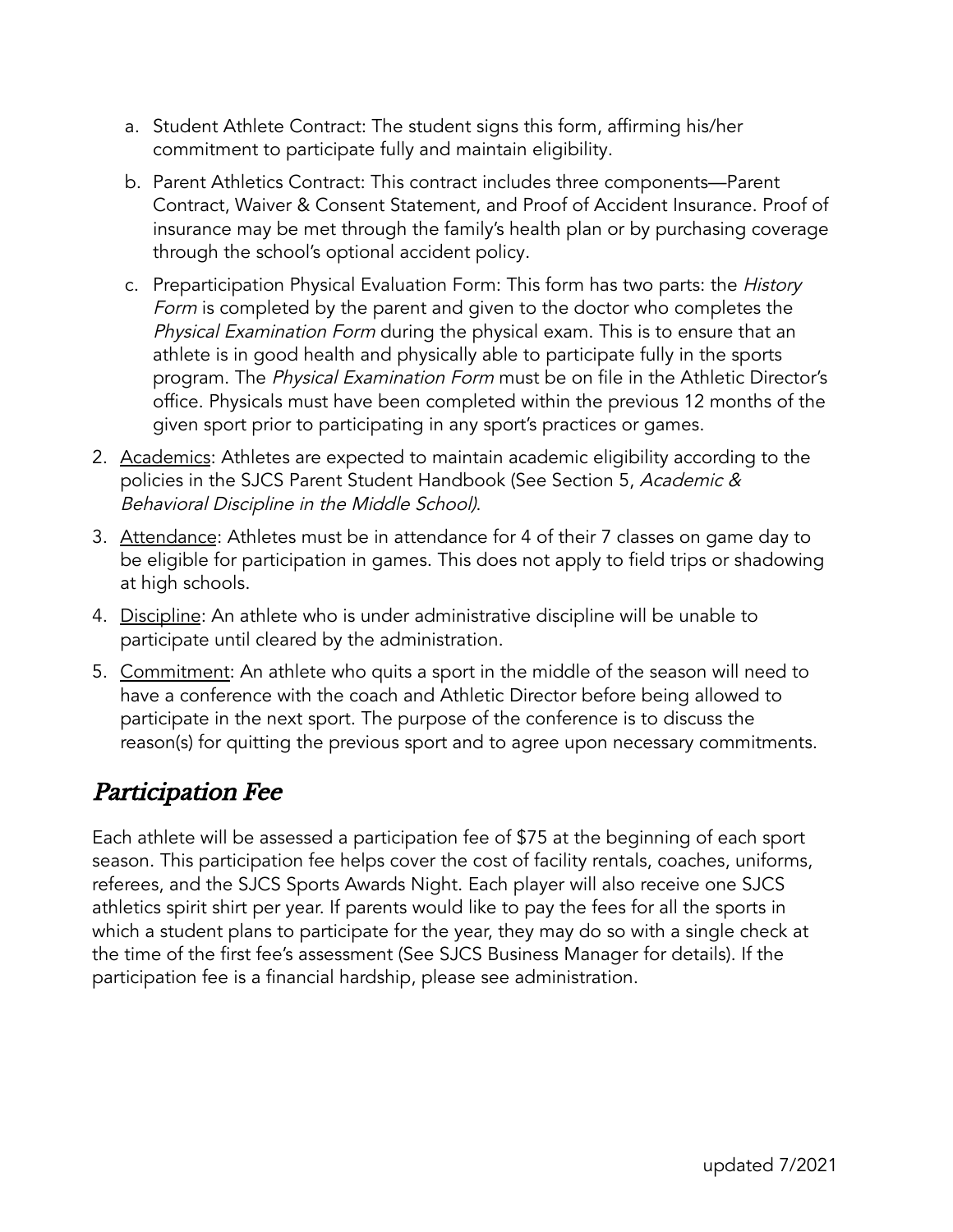a. Student Athlete Contract: The student signs this form, affirming his/her commitment to participate fully and maintain eligibility.

   b. Parent Athletics Contract: This contract includes three components—Parent Contract, Waiver & Consent Statement, and Proof of Accident Insurance. Proof of insurance may be met through the family's health plan or by purchasing coverage through the school's optional accident policy.

   c. Preparticipation Physical Evaluation Form: This form has two parts: the *History Form* is completed by the parent and given to the doctor who completes the *Physical Examination Form* during the physical exam. This is to ensure that an athlete is in good health and physically able to participate fully in the sports program. The *Physical Examination Form* must be on file in the Athletic Director's office. Physicals must have been completed within the previous 12 months of the given sport prior to participating in any sport's practices or games.

2. Academics: Athletes are expected to maintain academic eligibility according to the policies in the SJCS Parent Student Handbook (See Section 5, *Academic & Behavioral Discipline in the Middle School)*.
3. Attendance: Athletes must be in attendance for 4 of their 7 classes on game day to be eligible for participation in games. This does not apply to field trips or shadowing at high schools.
4. Discipline: An athlete who is under administrative discipline will be unable to participate until cleared by the administration.
5. Commitment: An athlete who quits a sport in the middle of the season will need to have a conference with the coach and Athletic Director before being allowed to participate in the next sport. The purpose of the conference is to discuss the reason(s) for quitting the previous sport and to agree upon necessary commitments.

## *Participation Fee*

Each athlete will be assessed a participation fee of $75 at the beginning of each sport season. This participation fee helps cover the cost of facility rentals, coaches, uniforms, referees, and the SJCS Sports Awards Night. Each player will also receive one SJCS athletics spirit shirt per year. If parents would like to pay the fees for all the sports in which a student plans to participate for the year, they may do so with a single check at the time of the first fee's assessment (See SJCS Business Manager for details). If the participation fee is a financial hardship, please see administration.

updated 7/2021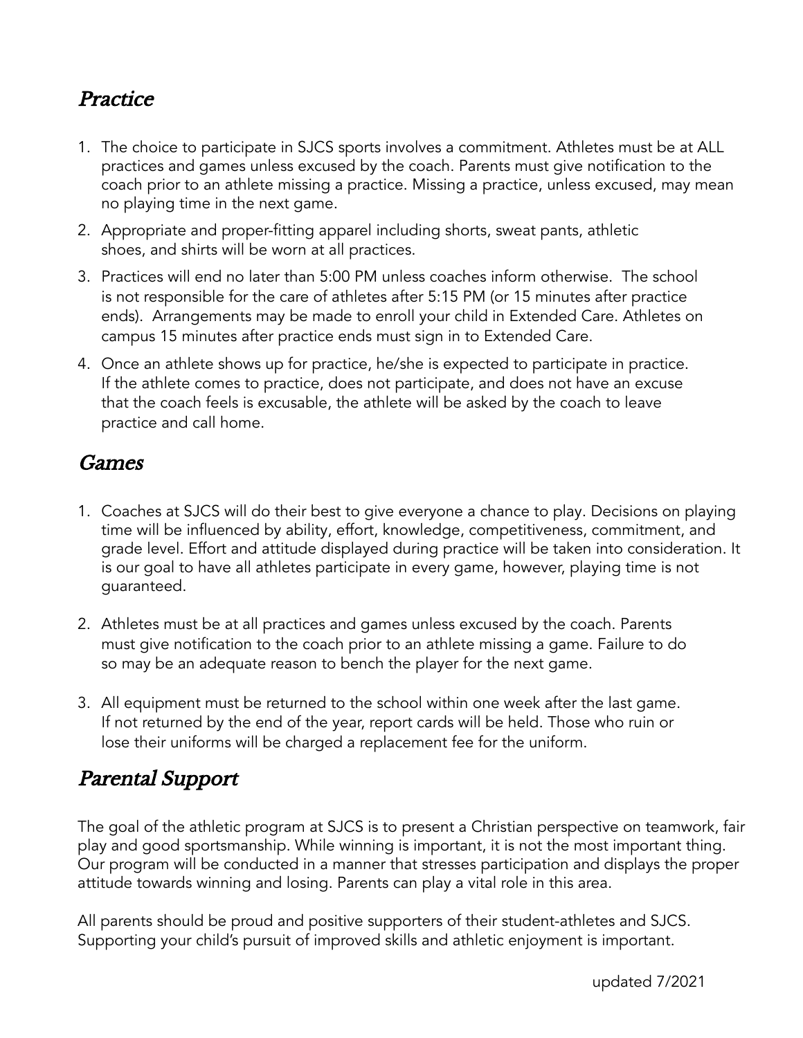## *Practice*

1. The choice to participate in SJCS sports involves a commitment. Athletes must be at ALL practices and games unless excused by the coach. Parents must give notification to the coach prior to an athlete missing a practice. Missing a practice, unless excused, may mean no playing time in the next game.
2. Appropriate and proper-fitting apparel including shorts, sweat pants, athletic shoes, and shirts will be worn at all practices.
3. Practices will end no later than 5:00 PM unless coaches inform otherwise. The school is not responsible for the care of athletes after 5:15 PM (or 15 minutes after practice ends). Arrangements may be made to enroll your child in Extended Care. Athletes on campus 15 minutes after practice ends must sign in to Extended Care.
4. Once an athlete shows up for practice, he/she is expected to participate in practice. If the athlete comes to practice, does not participate, and does not have an excuse that the coach feels is excusable, the athlete will be asked by the coach to leave practice and call home.

## *Games*

1. Coaches at SJCS will do their best to give everyone a chance to play. Decisions on playing time will be influenced by ability, effort, knowledge, competitiveness, commitment, and grade level. Effort and attitude displayed during practice will be taken into consideration. It is our goal to have all athletes participate in every game, however, playing time is not guaranteed.

2. Athletes must be at all practices and games unless excused by the coach. Parents must give notification to the coach prior to an athlete missing a game. Failure to do so may be an adequate reason to bench the player for the next game.

3. All equipment must be returned to the school within one week after the last game. If not returned by the end of the year, report cards will be held. Those who ruin or lose their uniforms will be charged a replacement fee for the uniform.

## *Parental Support*

The goal of the athletic program at SJCS is to present a Christian perspective on teamwork, fair play and good sportsmanship. While winning is important, it is not the most important thing. Our program will be conducted in a manner that stresses participation and displays the proper attitude towards winning and losing. Parents can play a vital role in this area.

All parents should be proud and positive supporters of their student-athletes and SJCS. Supporting your child's pursuit of improved skills and athletic enjoyment is important.

updated 7/2021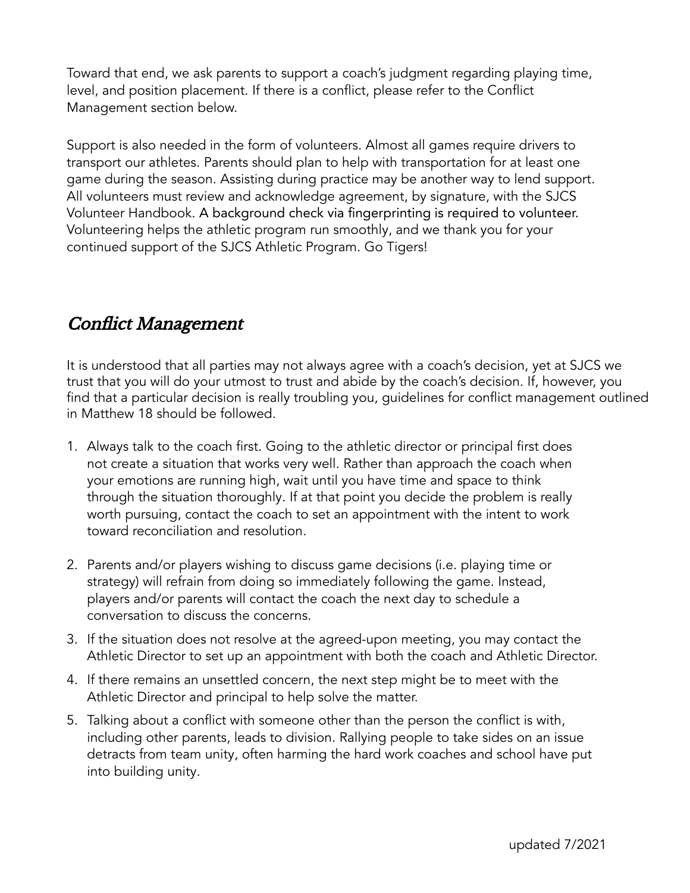Toward that end, we ask parents to support a coach's judgment regarding playing time, level, and position placement. If there is a conflict, please refer to the Conflict Management section below.

Support is also needed in the form of volunteers. Almost all games require drivers to transport our athletes. Parents should plan to help with transportation for at least one game during the season. Assisting during practice may be another way to lend support. All volunteers must review and acknowledge agreement, by signature, with the SJCS Volunteer Handbook. A background check via fingerprinting is required to volunteer. Volunteering helps the athletic program run smoothly, and we thank you for your continued support of the SJCS Athletic Program. Go Tigers!

## *Conflict Management*

It is understood that all parties may not always agree with a coach's decision, yet at SJCS we trust that you will do your utmost to trust and abide by the coach's decision. If, however, you find that a particular decision is really troubling you, guidelines for conflict management outlined in Matthew 18 should be followed.

1. Always talk to the coach first. Going to the athletic director or principal first does not create a situation that works very well. Rather than approach the coach when your emotions are running high, wait until you have time and space to think through the situation thoroughly. If at that point you decide the problem is really worth pursuing, contact the coach to set an appointment with the intent to work toward reconciliation and resolution.

2. Parents and/or players wishing to discuss game decisions (i.e. playing time or strategy) will refrain from doing so immediately following the game. Instead, players and/or parents will contact the coach the next day to schedule a conversation to discuss the concerns.

3. If the situation does not resolve at the agreed-upon meeting, you may contact the Athletic Director to set up an appointment with both the coach and Athletic Director.

4. If there remains an unsettled concern, the next step might be to meet with the Athletic Director and principal to help solve the matter.

5. Talking about a conflict with someone other than the person the conflict is with, including other parents, leads to division. Rallying people to take sides on an issue detracts from team unity, often harming the hard work coaches and school have put into building unity.

updated 7/2021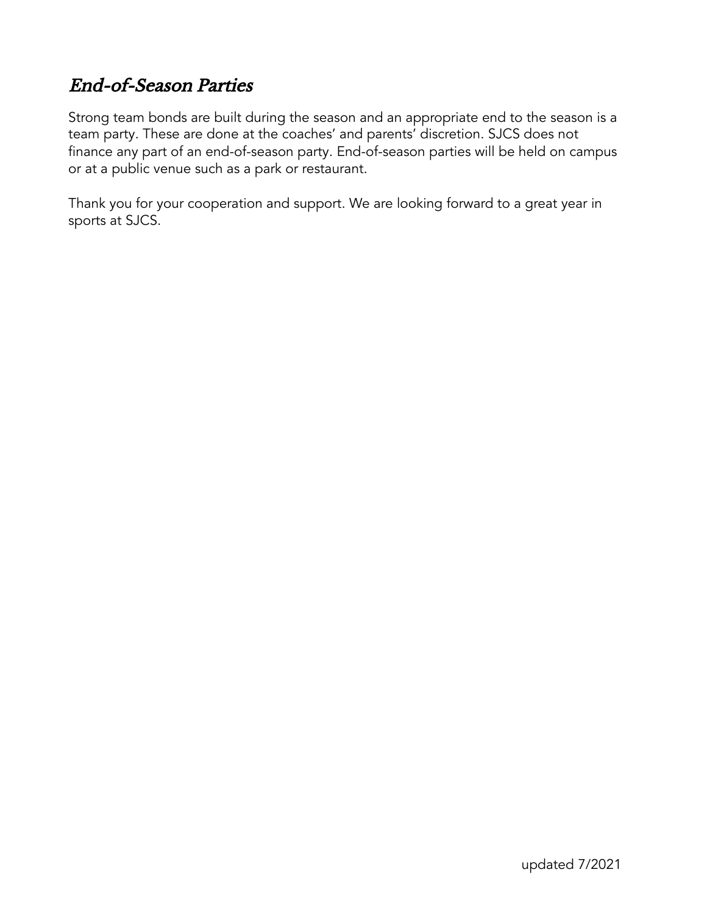## *End-of-Season Parties*

Strong team bonds are built during the season and an appropriate end to the season is a team party. These are done at the coaches' and parents' discretion. SJCS does not finance any part of an end-of-season party. End-of-season parties will be held on campus or at a public venue such as a park or restaurant.

Thank you for your cooperation and support. We are looking forward to a great year in sports at SJCS.

updated 7/2021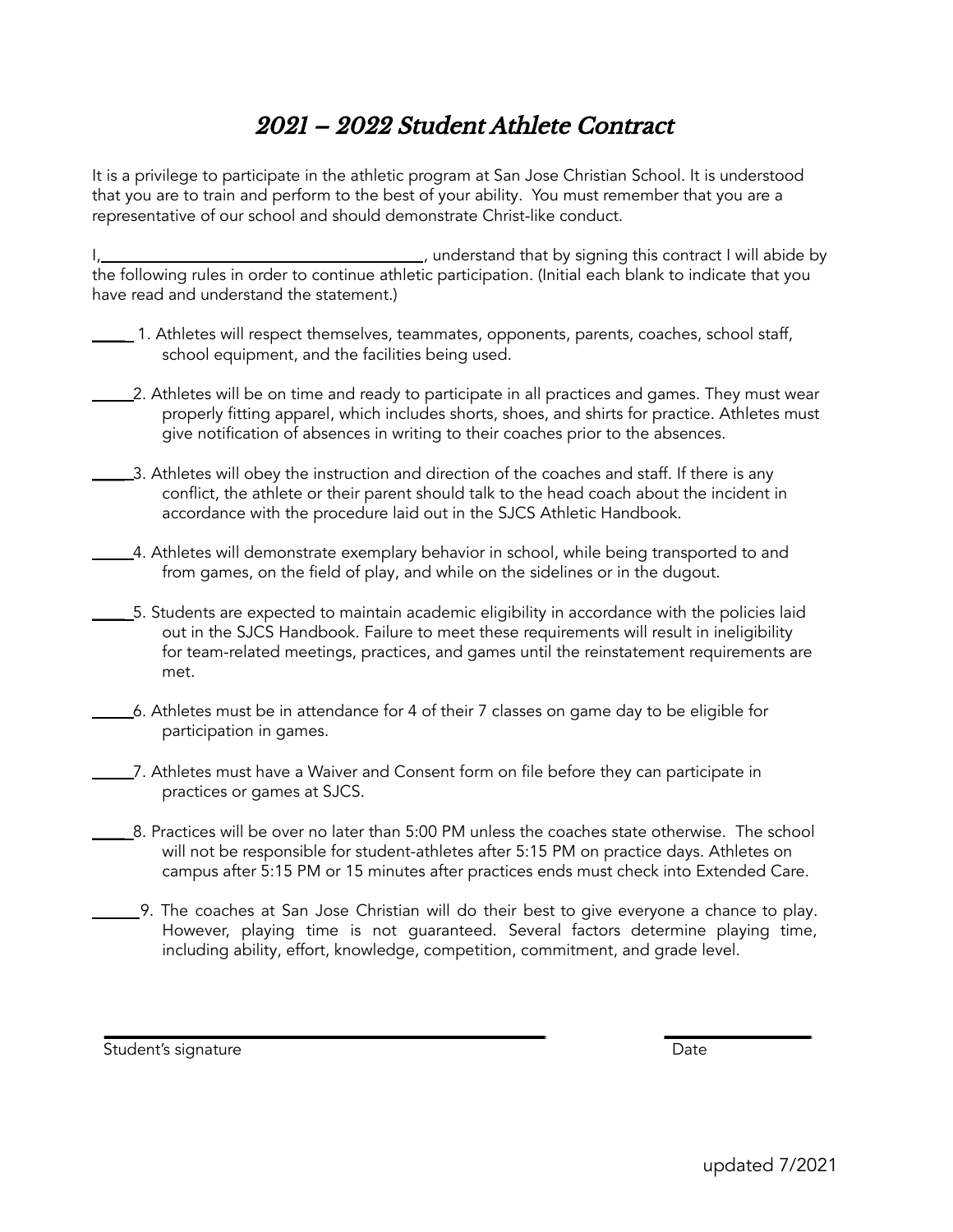# *2021 – 2022 Student Athlete Contract*

It is a privilege to participate in the athletic program at San Jose Christian School. It is understood that you are to train and perform to the best of your ability. You must remember that you are a representative of our school and should demonstrate Christ-like conduct.

I,________________________________________, understand that by signing this contract I will abide by the following rules in order to continue athletic participation. (Initial each blank to indicate that you have read and understand the statement.)

_____ 1. Athletes will respect themselves, teammates, opponents, parents, coaches, school staff, school equipment, and the facilities being used.

_____2. Athletes will be on time and ready to participate in all practices and games. They must wear properly fitting apparel, which includes shorts, shoes, and shirts for practice. Athletes must give notification of absences in writing to their coaches prior to the absences.

_____3. Athletes will obey the instruction and direction of the coaches and staff. If there is any conflict, the athlete or their parent should talk to the head coach about the incident in accordance with the procedure laid out in the SJCS Athletic Handbook.

_____4. Athletes will demonstrate exemplary behavior in school, while being transported to and from games, on the field of play, and while on the sidelines or in the dugout.

_____5. Students are expected to maintain academic eligibility in accordance with the policies laid out in the SJCS Handbook. Failure to meet these requirements will result in ineligibility for team-related meetings, practices, and games until the reinstatement requirements are met.

_____6. Athletes must be in attendance for 4 of their 7 classes on game day to be eligible for participation in games.

_____7. Athletes must have a Waiver and Consent form on file before they can participate in practices or games at SJCS.

_____8. Practices will be over no later than 5:00 PM unless the coaches state otherwise. The school will not be responsible for student-athletes after 5:15 PM on practice days. Athletes on campus after 5:15 PM or 15 minutes after practices ends must check into Extended Care.

_____9. The coaches at San Jose Christian will do their best to give everyone a chance to play. However, playing time is not guaranteed. Several factors determine playing time, including ability, effort, knowledge, competition, commitment, and grade level.

______________________________________________ ________________

Student's signature Date

updated 7/2021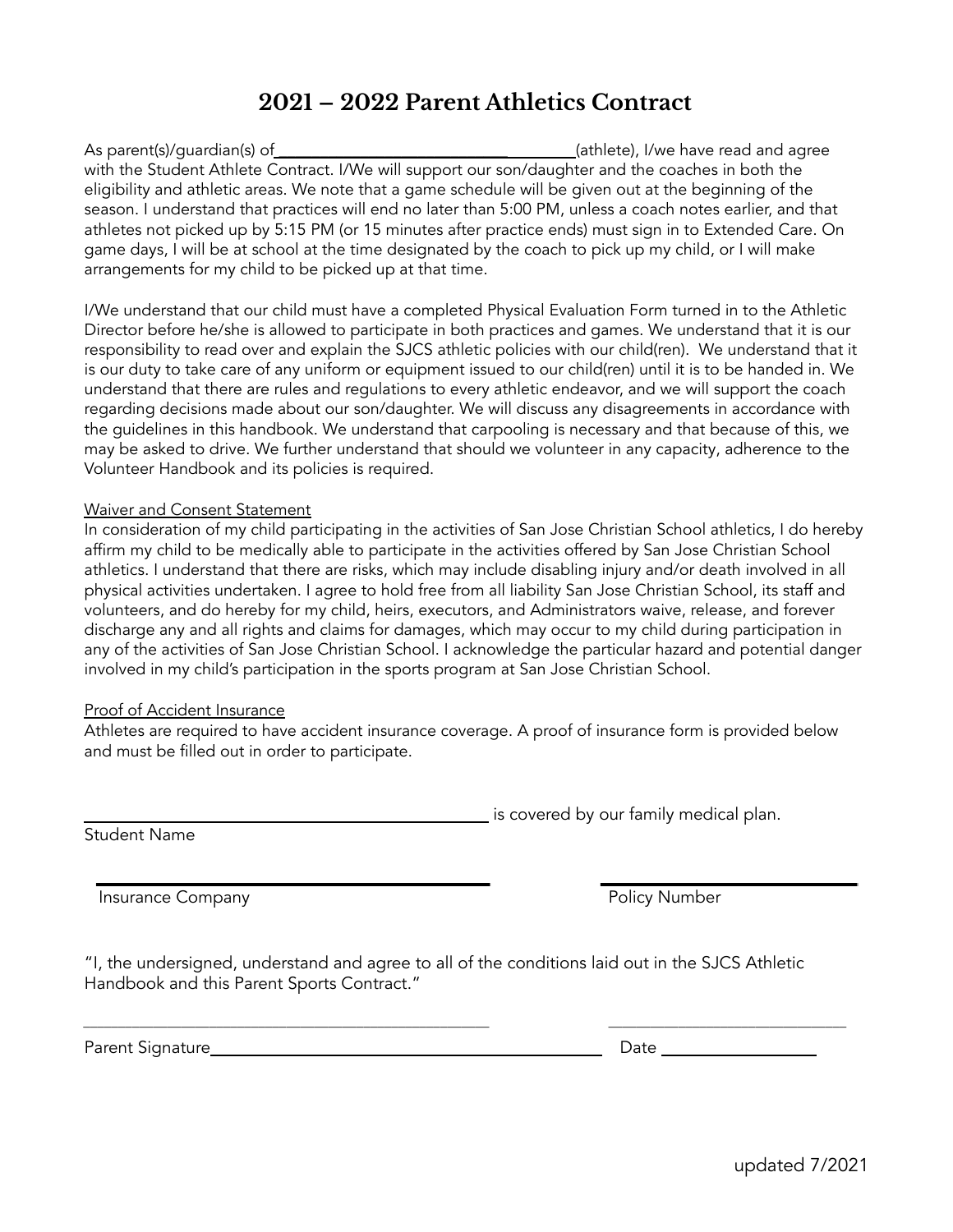# 2021 – 2022 Parent Athletics Contract

As parent(s)/guardian(s) of ___________________________________ (athlete), I/we have read and agree with the Student Athlete Contract. I/We will support our son/daughter and the coaches in both the eligibility and athletic areas. We note that a game schedule will be given out at the beginning of the season. I understand that practices will end no later than 5:00 PM, unless a coach notes earlier, and that athletes not picked up by 5:15 PM (or 15 minutes after practice ends) must sign in to Extended Care. On game days, I will be at school at the time designated by the coach to pick up my child, or I will make arrangements for my child to be picked up at that time.

I/We understand that our child must have a completed Physical Evaluation Form turned in to the Athletic Director before he/she is allowed to participate in both practices and games. We understand that it is our responsibility to read over and explain the SJCS athletic policies with our child(ren). We understand that it is our duty to take care of any uniform or equipment issued to our child(ren) until it is to be handed in. We understand that there are rules and regulations to every athletic endeavor, and we will support the coach regarding decisions made about our son/daughter. We will discuss any disagreements in accordance with the guidelines in this handbook. We understand that carpooling is necessary and that because of this, we may be asked to drive. We further understand that should we volunteer in any capacity, adherence to the Volunteer Handbook and its policies is required.

<u>Waiver and Consent Statement</u>

In consideration of my child participating in the activities of San Jose Christian School athletics, I do hereby affirm my child to be medically able to participate in the activities offered by San Jose Christian School athletics. I understand that there are risks, which may include disabling injury and/or death involved in all physical activities undertaken. I agree to hold free from all liability San Jose Christian School, its staff and volunteers, and do hereby for my child, heirs, executors, and Administrators waive, release, and forever discharge any and all rights and claims for damages, which may occur to my child during participation in any of the activities of San Jose Christian School. I acknowledge the particular hazard and potential danger involved in my child's participation in the sports program at San Jose Christian School.

<u>Proof of Accident Insurance</u>

Athletes are required to have accident insurance coverage. A proof of insurance form is provided below and must be filled out in order to participate.

_________________________________________ is covered by our family medical plan.
Student Name

_________________________________________ ___________________________
Insurance Company Policy Number

"I, the undersigned, understand and agree to all of the conditions laid out in the SJCS Athletic Handbook and this Parent Sports Contract."

Parent Signature_________________________________________ Date _______________

updated 7/2021